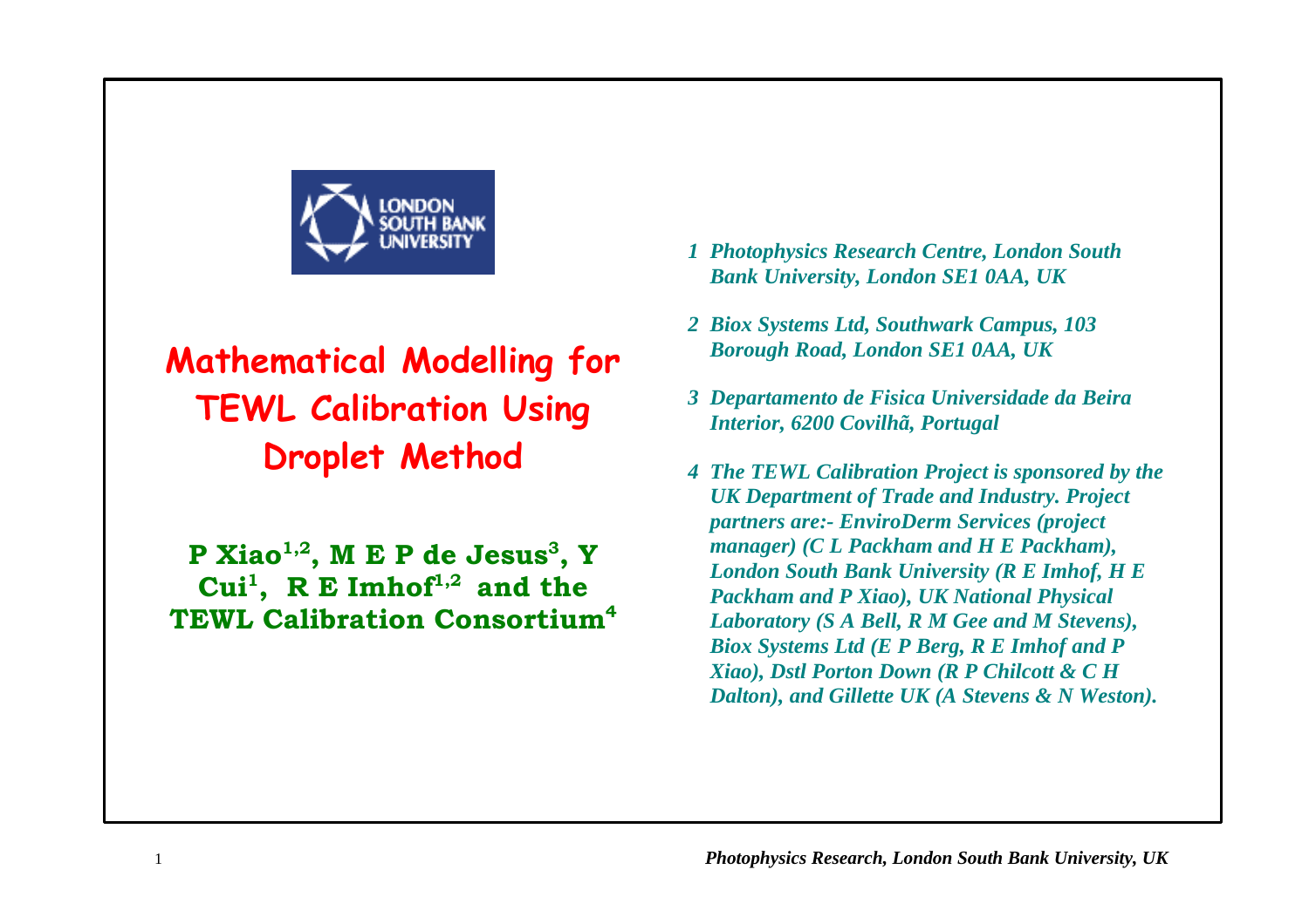LONDON SOUTH BANK UNIVERSITY

# Mathematical Modelling for TEWL Calibration Using Droplet Method

**P Xiao[1,2], M E P de Jesus[3], Y Cui[1], R E Imhof[1,2] and the TEWL Calibration Consortium[4]**

*1 Photophysics Research Centre, London South Bank University, London SE1 0AA, UK*

*2 Biox Systems Ltd, Southwark Campus, 103 Borough Road, London SE1 0AA, UK*

*3 Departamento de Fisica Universidade da Beira Interior, 6200 Covilhã, Portugal*

*4 The TEWL Calibration Project is sponsored by the UK Department of Trade and Industry. Project partners are:- EnviroDerm Services (project manager) (C L Packham and H E Packham), London South Bank University (R E Imhof, H E Packham and P Xiao), UK National Physical Laboratory (S A Bell, R M Gee and M Stevens), Biox Systems Ltd (E P Berg, R E Imhof and P Xiao), Dstl Porton Down (R P Chilcott & C H Dalton), and Gillette UK (A Stevens & N Weston).*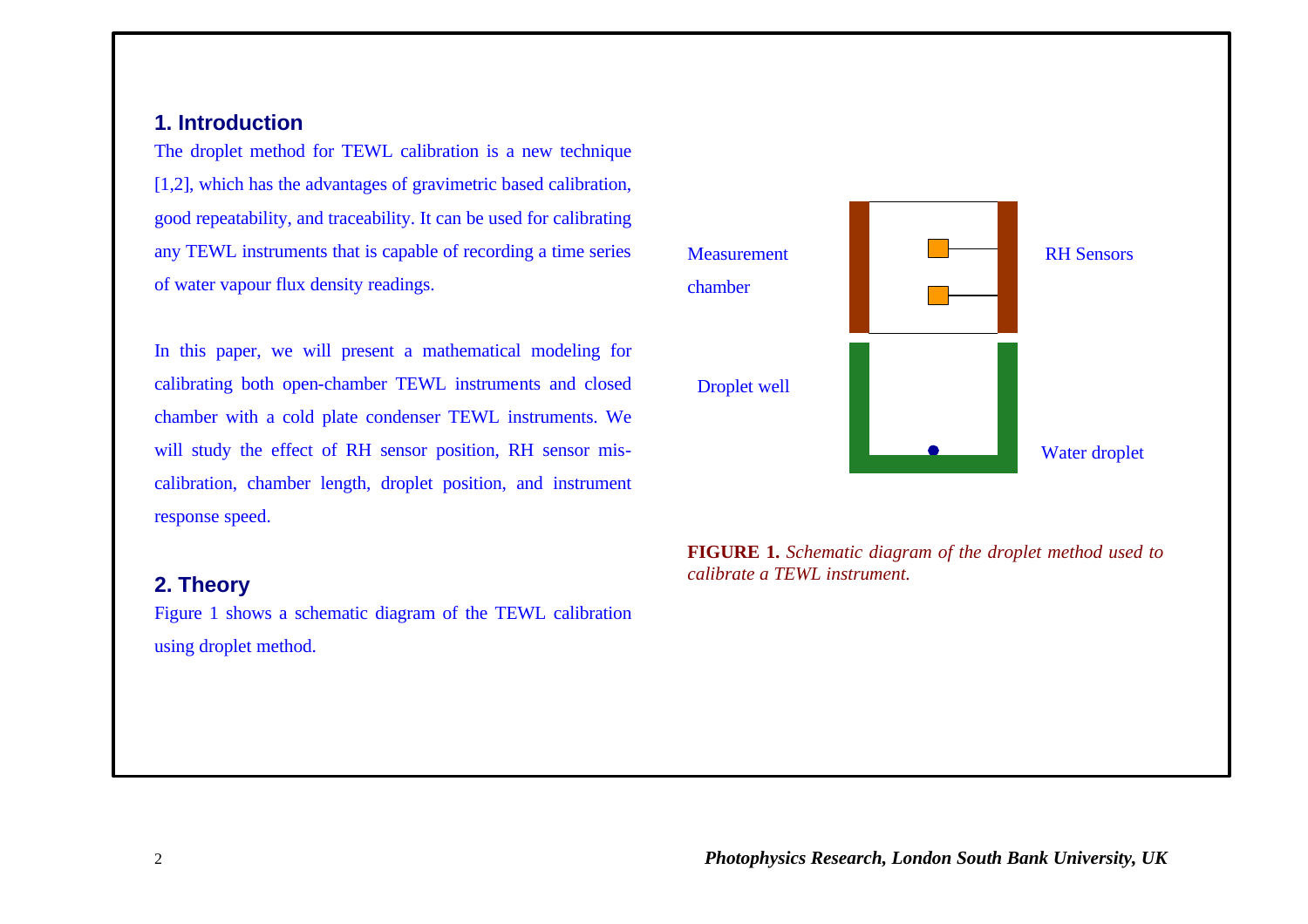## 1. Introduction

The droplet method for TEWL calibration is a new technique [1,2], which has the advantages of gravimetric based calibration, good repeatability, and traceability. It can be used for calibrating any TEWL instruments that is capable of recording a time series of water vapour flux density readings.

In this paper, we will present a mathematical modeling for calibrating both open-chamber TEWL instruments and closed chamber with a cold plate condenser TEWL instruments. We will study the effect of RH sensor position, RH sensor mis-calibration, chamber length, droplet position, and instrument response speed.

## 2. Theory

Figure 1 shows a schematic diagram of the TEWL calibration using droplet method.

Measurement chamber

RH Sensors

Droplet well

Water droplet

**FIGURE 1.** *Schematic diagram of the droplet method used to calibrate a TEWL instrument.*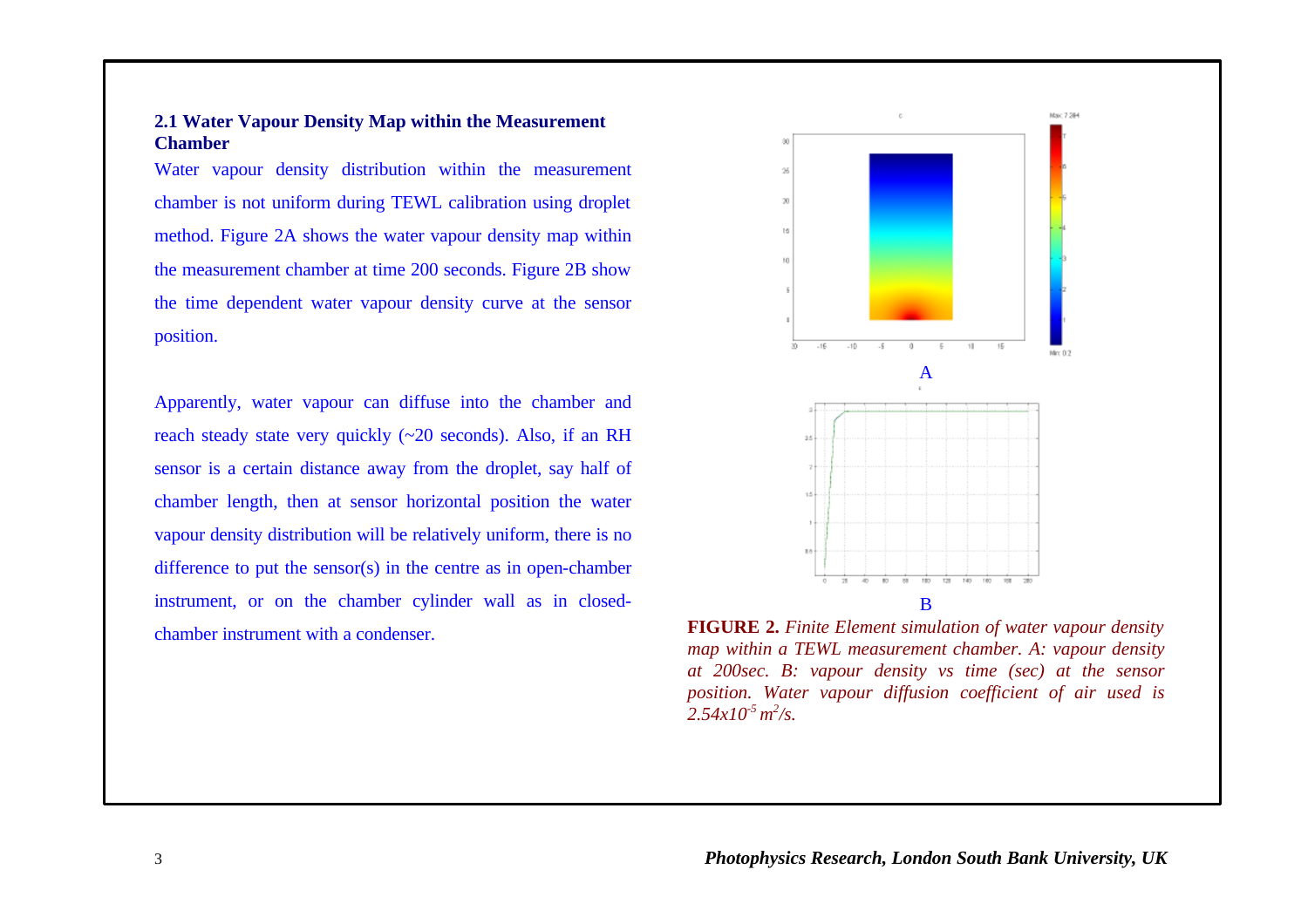### 2.1 Water Vapour Density Map within the Measurement Chamber

Water vapour density distribution within the measurement chamber is not uniform during TEWL calibration using droplet method. Figure 2A shows the water vapour density map within the measurement chamber at time 200 seconds. Figure 2B show the time dependent water vapour density curve at the sensor position.

Apparently, water vapour can diffuse into the chamber and reach steady state very quickly (~20 seconds). Also, if an RH sensor is a certain distance away from the droplet, say half of chamber length, then at sensor horizontal position the water vapour density distribution will be relatively uniform, there is no difference to put the sensor(s) in the centre as in open-chamber instrument, or on the chamber cylinder wall as in closed-chamber instrument with a condenser.

A

B

**FIGURE 2.** *Finite Element simulation of water vapour density map within a TEWL measurement chamber. A: vapour density at 200sec. B: vapour density vs time (sec) at the sensor position. Water vapour diffusion coefficient of air used is* $2.54 \times 10^{-5}$ $m^2/s$.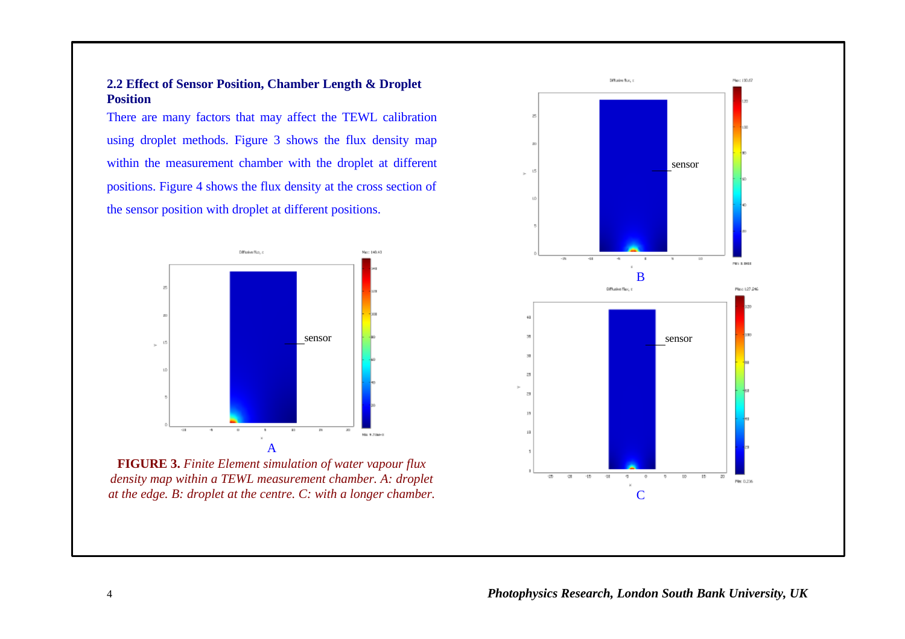## 2.2 Effect of Sensor Position, Chamber Length & Droplet Position

There are many factors that may affect the TEWL calibration using droplet methods. Figure 3 shows the flux density map within the measurement chamber with the droplet at different positions. Figure 4 shows the flux density at the cross section of the sensor position with droplet at different positions.

**FIGURE 3.** *Finite Element simulation of water vapour flux density map within a TEWL measurement chamber. A: droplet at the edge. B: droplet at the centre. C: with a longer chamber.*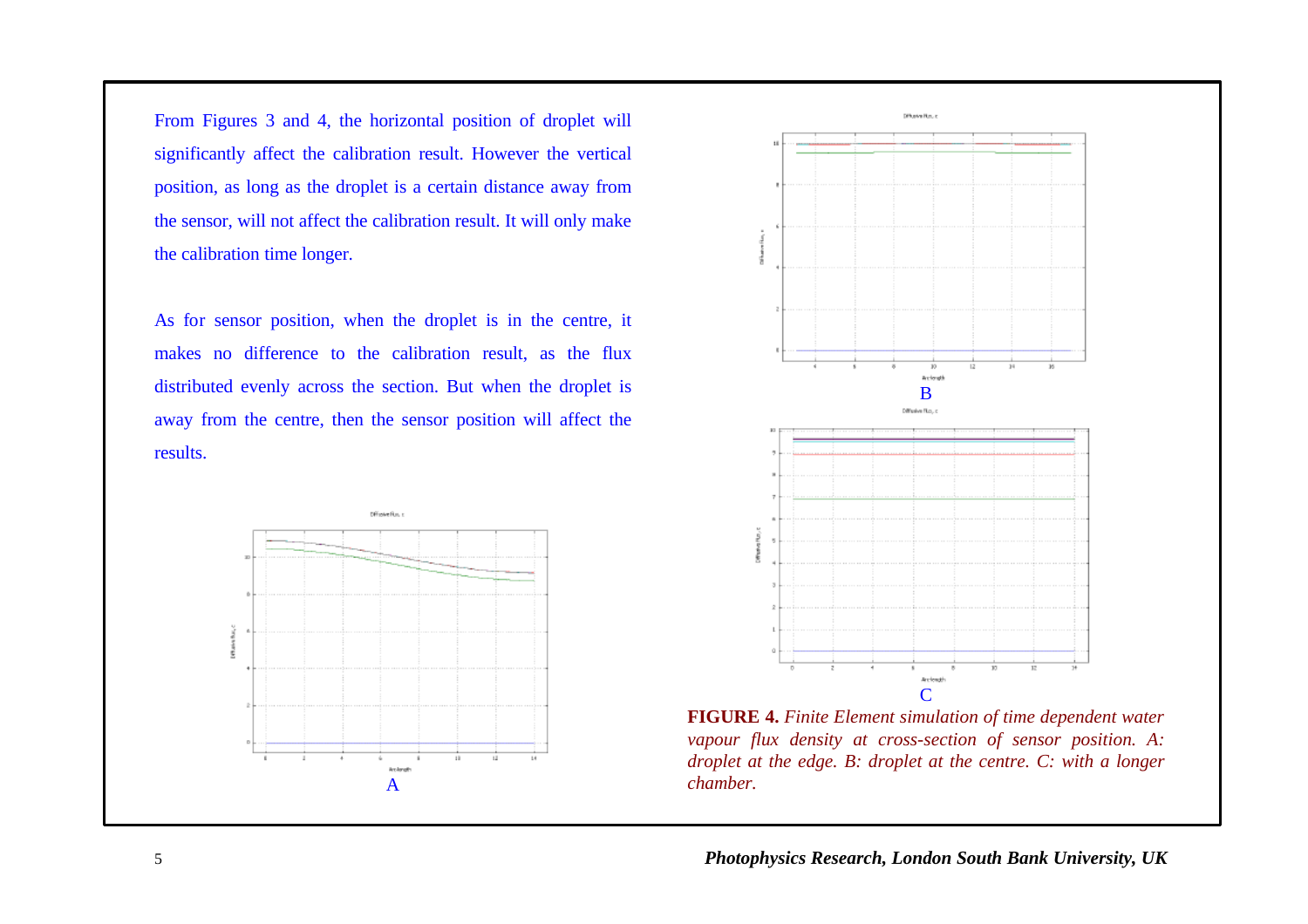From Figures 3 and 4, the horizontal position of droplet will significantly affect the calibration result. However the vertical position, as long as the droplet is a certain distance away from the sensor, will not affect the calibration result. It will only make the calibration time longer.

As for sensor position, when the droplet is in the centre, it makes no difference to the calibration result, as the flux distributed evenly across the section. But when the droplet is away from the centre, then the sensor position will affect the results.

A

B

C

**FIGURE 4.** *Finite Element simulation of time dependent water vapour flux density at cross-section of sensor position. A: droplet at the edge. B: droplet at the centre. C: with a longer chamber.*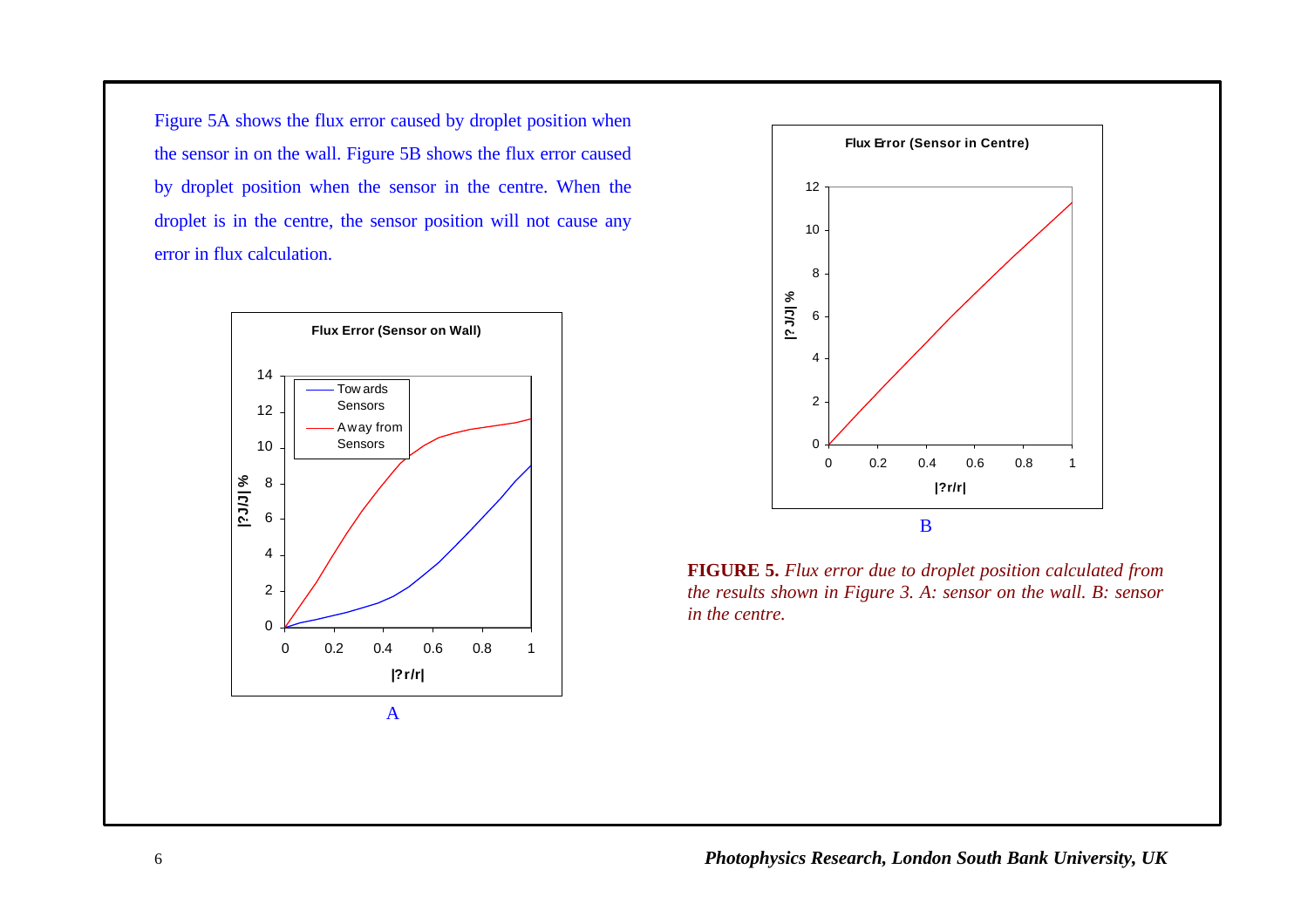Figure 5A shows the flux error caused by droplet position when the sensor in on the wall. Figure 5B shows the flux error caused by droplet position when the sensor in the centre. When the droplet is in the centre, the sensor position will not cause any error in flux calculation.

**Flux Error (Sensor on Wall)**

A

**Flux Error (Sensor in Centre)**

B

**FIGURE 5.** *Flux error due to droplet position calculated from the results shown in Figure 3. A: sensor on the wall. B: sensor in the centre.*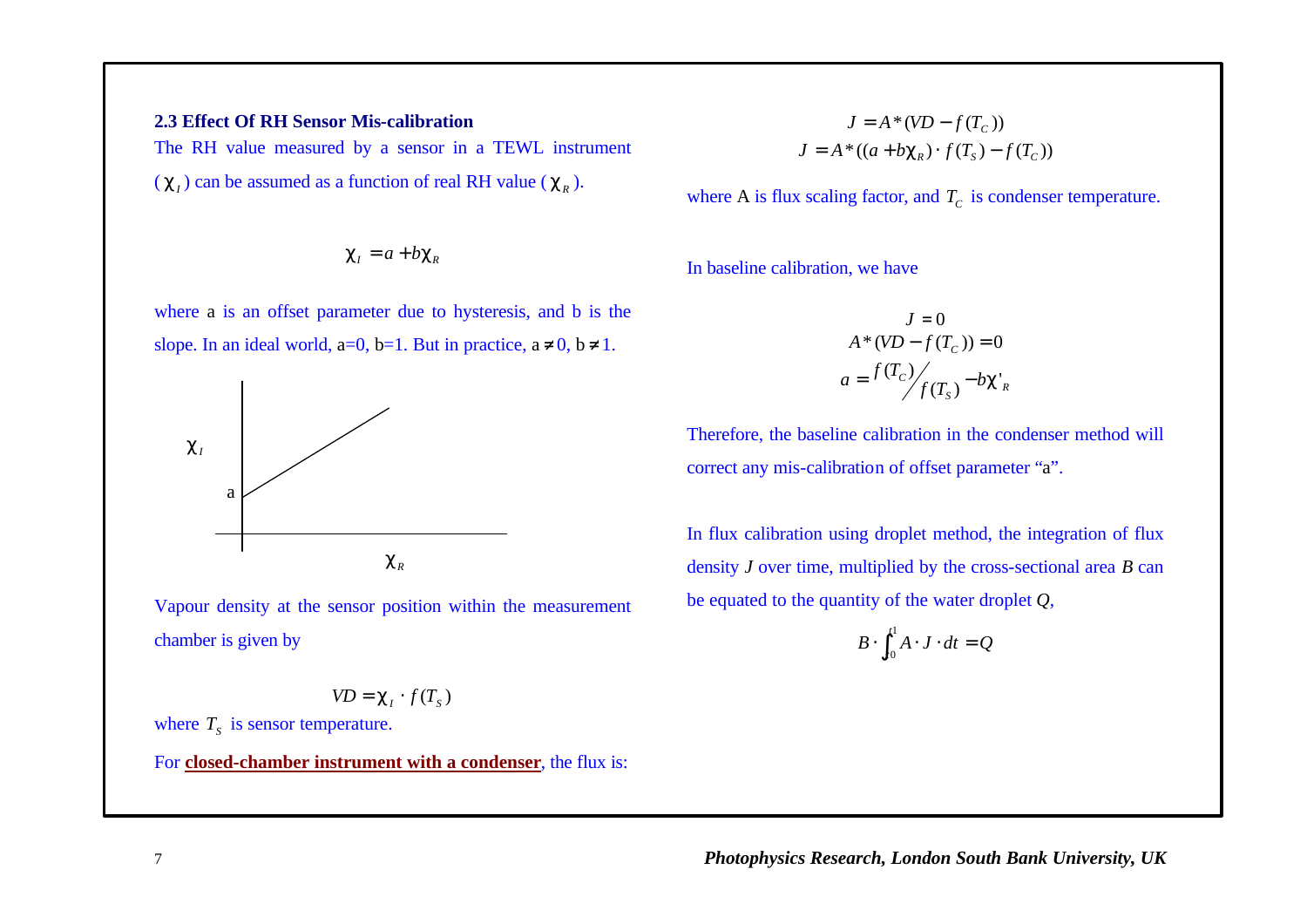## 2.3 Effect Of RH Sensor Mis-calibration

The RH value measured by a sensor in a TEWL instrument ($\chi_I$) can be assumed as a function of real RH value ($\chi_R$).

$$\chi_I = a + b\chi_R$$

where a is an offset parameter due to hysteresis, and b is the slope. In an ideal world, a=0, b=1. But in practice, a ≠ 0, b ≠ 1.

Vapour density at the sensor position within the measurement chamber is given by

$$VD = \chi_I \cdot f(T_S)$$

where $T_S$ is sensor temperature.

For **closed-chamber instrument with a condenser**, the flux is:

$$J = A^*(VD - f(T_C))$$
$$J = A^*((a + b\chi_R) \cdot f(T_S) - f(T_C))$$

where A is flux scaling factor, and $T_C$ is condenser temperature.

In baseline calibration, we have

$$J = 0$$
$$A^*(VD - f(T_C)) = 0$$
$$a = \frac{f(T_C)}{f(T_S)} - b\chi'_R$$

Therefore, the baseline calibration in the condenser method will correct any mis-calibration of offset parameter "a".

In flux calibration using droplet method, the integration of flux density $J$ over time, multiplied by the cross-sectional area $B$ can be equated to the quantity of the water droplet $Q$,

$$B \cdot \int_0^{t1} A \cdot J \cdot dt = Q$$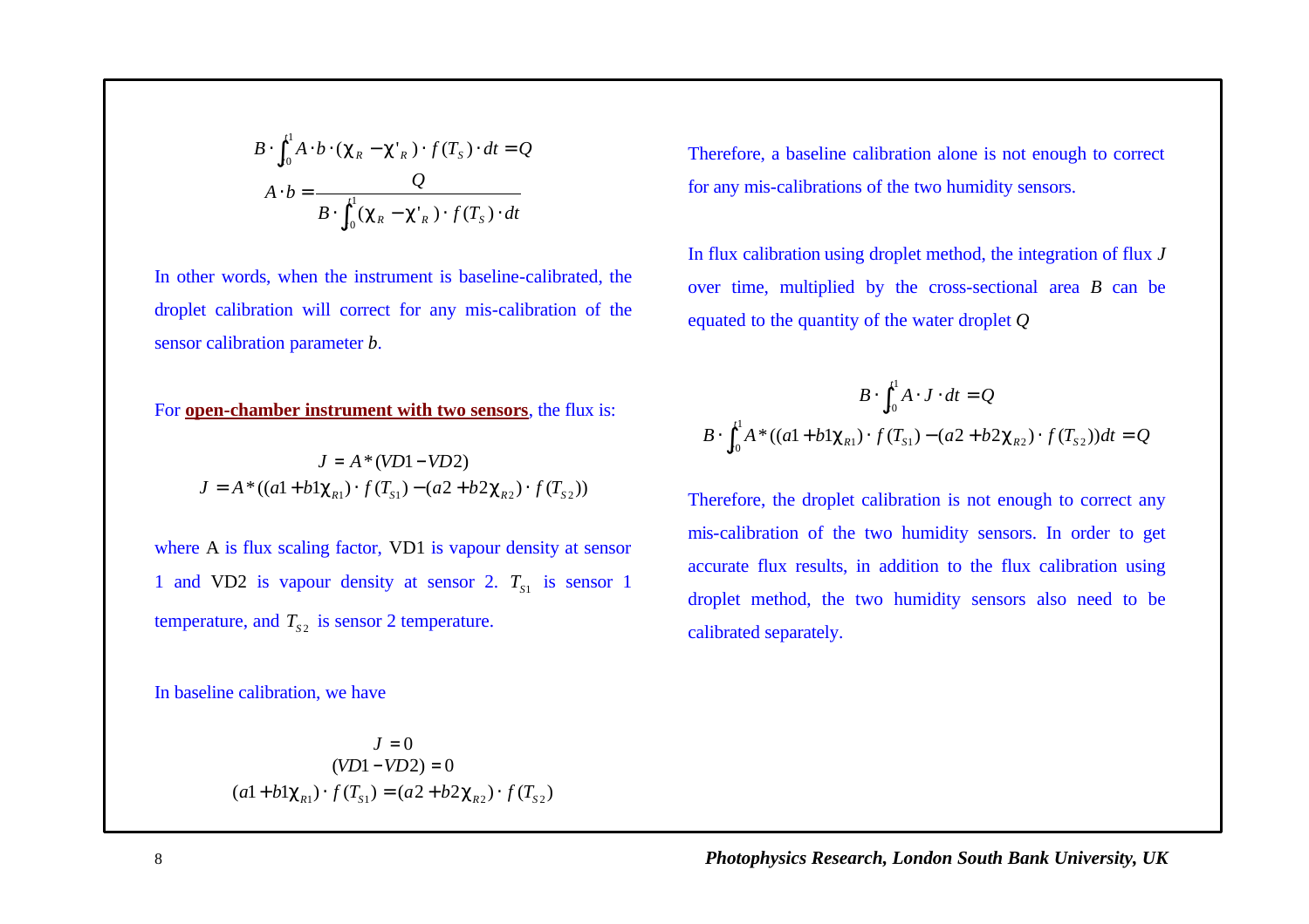$$B \cdot \int_0^{t1} A \cdot b \cdot (\chi_R - \chi'_R) \cdot f(T_S) \cdot dt = Q$$

$$A \cdot b = \frac{Q}{B \cdot \int_0^{t1} (\chi_R - \chi'_R) \cdot f(T_S) \cdot dt}$$

In other words, when the instrument is baseline-calibrated, the droplet calibration will correct for any mis-calibration of the sensor calibration parameter $b$.

For **open-chamber instrument with two sensors**, the flux is:

$$J = A * (VD1 - VD2)$$

$$J = A * ((a1 + b1\chi_{R1}) \cdot f(T_{S1}) - (a2 + b2\chi_{R2}) \cdot f(T_{S2}))$$

where A is flux scaling factor, VD1 is vapour density at sensor 1 and VD2 is vapour density at sensor 2. $T_{S1}$ is sensor 1 temperature, and $T_{S2}$ is sensor 2 temperature.

In baseline calibration, we have

$$J = 0$$

$$(VD1 - VD2) = 0$$

$$(a1 + b1\chi_{R1}) \cdot f(T_{S1}) = (a2 + b2\chi_{R2}) \cdot f(T_{S2})$$

Therefore, a baseline calibration alone is not enough to correct for any mis-calibrations of the two humidity sensors.

In flux calibration using droplet method, the integration of flux $J$ over time, multiplied by the cross-sectional area $B$ can be equated to the quantity of the water droplet $Q$

$$B \cdot \int_0^{t1} A \cdot J \cdot dt = Q$$

$$B \cdot \int_0^{t1} A * ((a1 + b1\chi_{R1}) \cdot f(T_{S1}) - (a2 + b2\chi_{R2}) \cdot f(T_{S2}))dt = Q$$

Therefore, the droplet calibration is not enough to correct any mis-calibration of the two humidity sensors. In order to get accurate flux results, in addition to the flux calibration using droplet method, the two humidity sensors also need to be calibrated separately.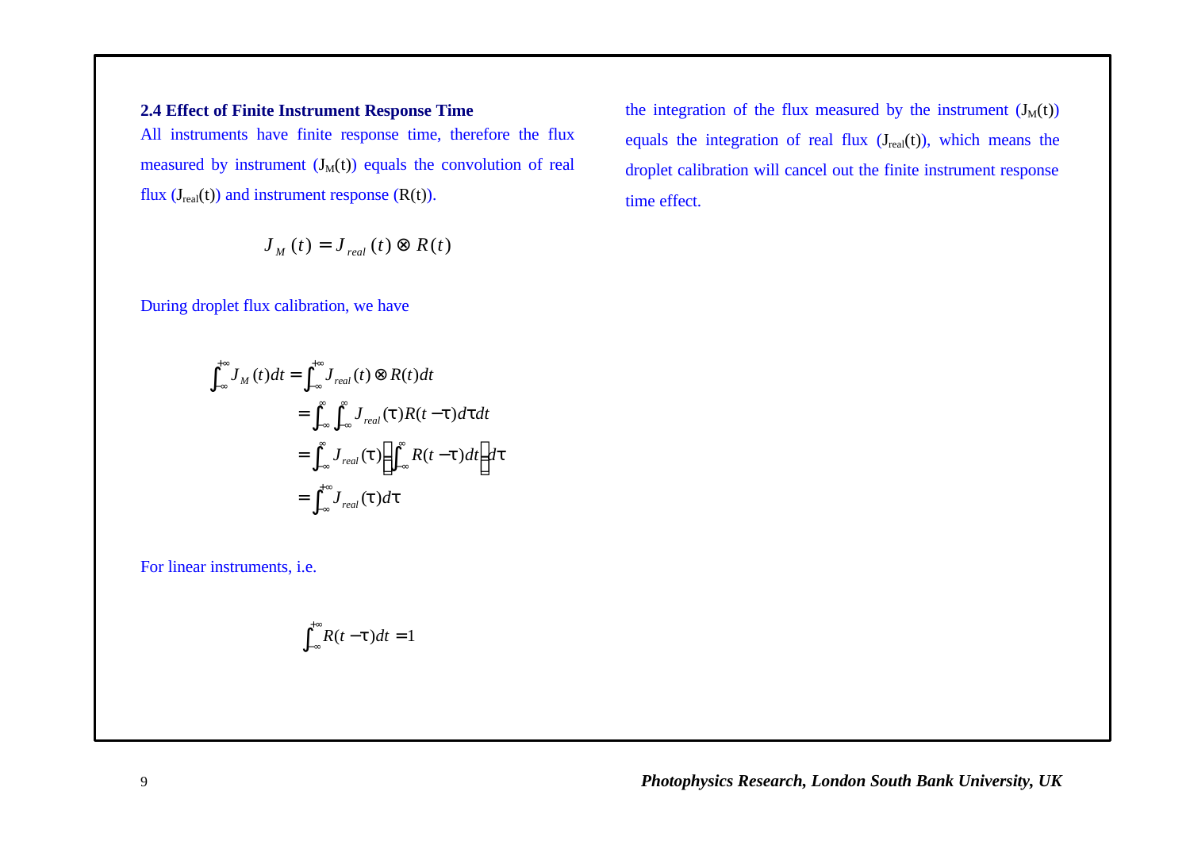### 2.4 Effect of Finite Instrument Response Time

All instruments have finite response time, therefore the flux measured by instrument ($J_M(t)$) equals the convolution of real flux ($J_{real}(t)$) and instrument response ($R(t)$).

$$J_M(t) = J_{real}(t) \otimes R(t)$$

During droplet flux calibration, we have

$$\begin{aligned}
\int_{-\infty}^{+\infty} J_M(t)dt &= \int_{-\infty}^{+\infty} J_{real}(t) \otimes R(t)dt \\
&= \int_{-\infty}^{\infty}\int_{-\infty}^{\infty} J_{real}(\tau)R(t-\tau)d\tau dt \\
&= \int_{-\infty}^{\infty} J_{real}(\tau)\left[\int_{-\infty}^{\infty} R(t-\tau)dt\right]d\tau \\
&= \int_{-\infty}^{+\infty} J_{real}(\tau)d\tau
\end{aligned}$$

For linear instruments, i.e.

$$\int_{-\infty}^{+\infty} R(t-\tau)dt = 1$$

the integration of the flux measured by the instrument ($J_M(t)$) equals the integration of real flux ($J_{real}(t)$), which means the droplet calibration will cancel out the finite instrument response time effect.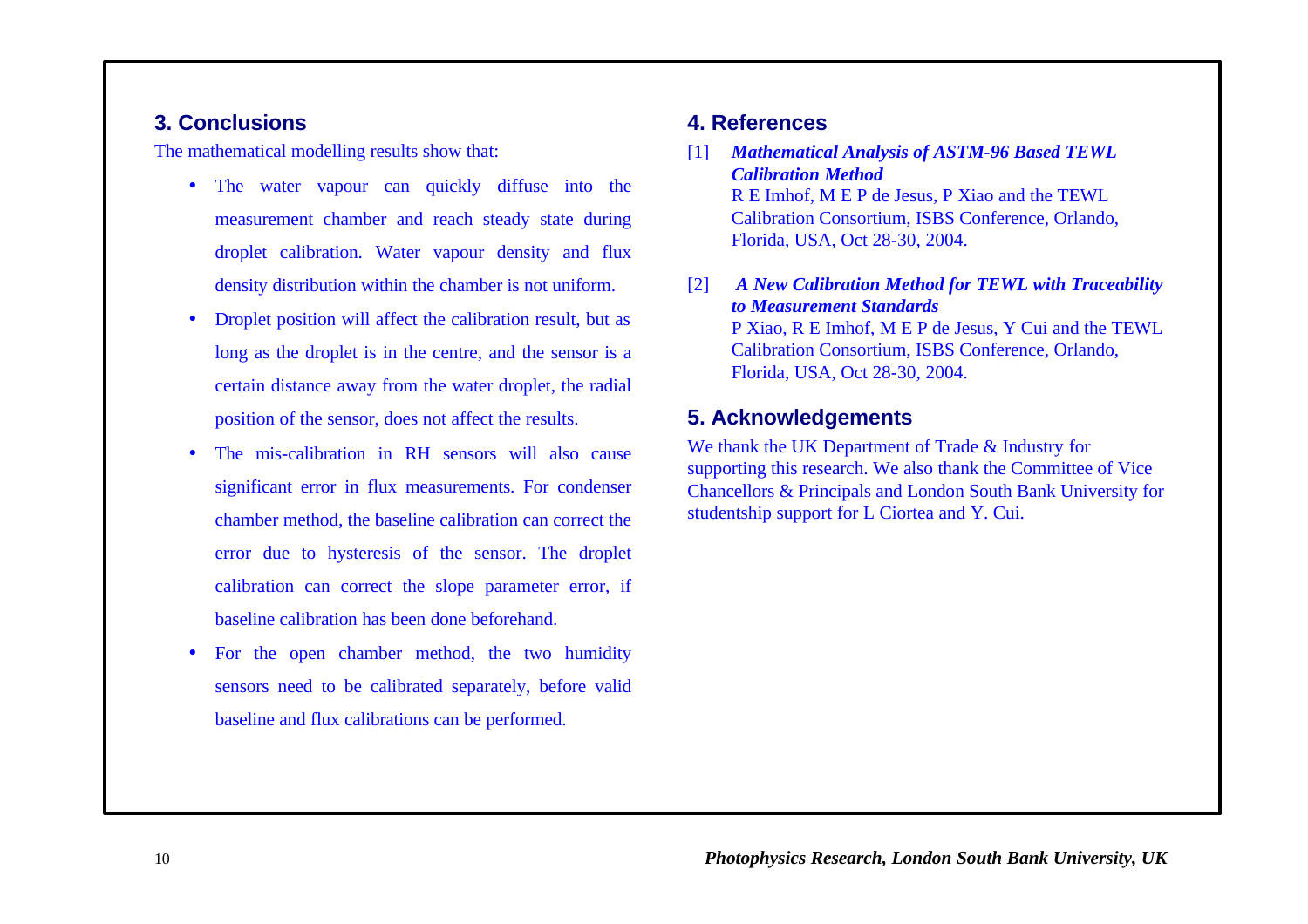## 3. Conclusions

The mathematical modelling results show that:

- The water vapour can quickly diffuse into the measurement chamber and reach steady state during droplet calibration. Water vapour density and flux density distribution within the chamber is not uniform.
- Droplet position will affect the calibration result, but as long as the droplet is in the centre, and the sensor is a certain distance away from the water droplet, the radial position of the sensor, does not affect the results.
- The mis-calibration in RH sensors will also cause significant error in flux measurements. For condenser chamber method, the baseline calibration can correct the error due to hysteresis of the sensor. The droplet calibration can correct the slope parameter error, if baseline calibration has been done beforehand.
- For the open chamber method, the two humidity sensors need to be calibrated separately, before valid baseline and flux calibrations can be performed.

## 4. References

[1] ***Mathematical Analysis of ASTM-96 Based TEWL Calibration Method***
R E Imhof, M E P de Jesus, P Xiao and the TEWL Calibration Consortium, ISBS Conference, Orlando, Florida, USA, Oct 28-30, 2004.

[2] ***A New Calibration Method for TEWL with Traceability to Measurement Standards***
P Xiao, R E Imhof, M E P de Jesus, Y Cui and the TEWL Calibration Consortium, ISBS Conference, Orlando, Florida, USA, Oct 28-30, 2004.

## 5. Acknowledgements

We thank the UK Department of Trade & Industry for supporting this research. We also thank the Committee of Vice Chancellors & Principals and London South Bank University for studentship support for L Ciortea and Y. Cui.